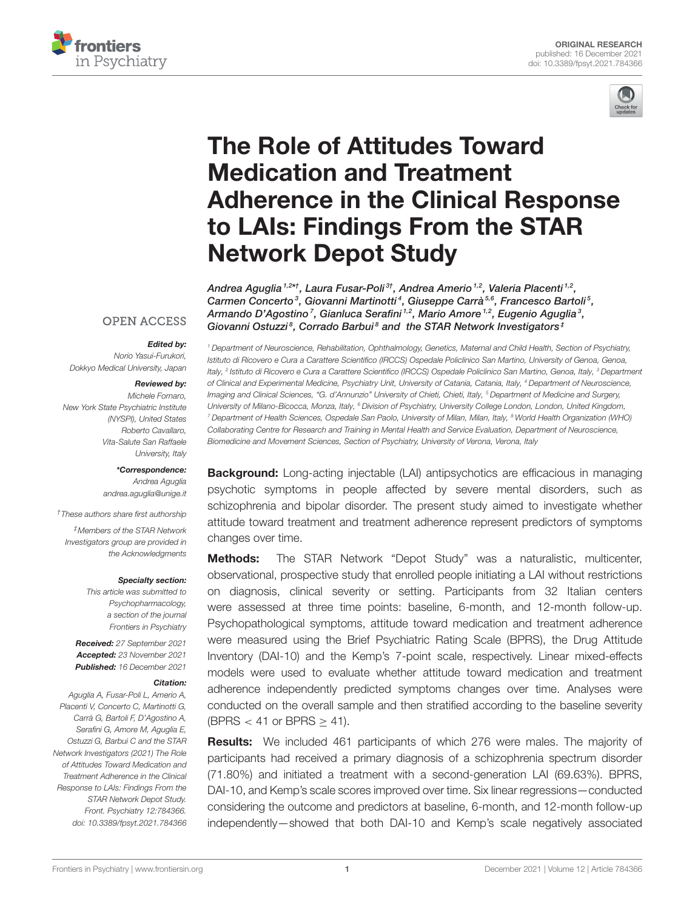ORIGINAL RESEARCH
published: 16 December 2021
doi: 10.3389/fpsyt.2021.784366

# The Role of Attitudes Toward Medication and Treatment Adherence in the Clinical Response to LAIs: Findings From the STAR Network Depot Study

Andrea Aguglia[1,2*†], Laura Fusar-Poli[3†], Andrea Amerio[1,2], Valeria Placenti[1,2], Carmen Concerto[3], Giovanni Martinotti[4], Giuseppe Carrà[5,6], Francesco Bartoli[5], Armando D'Agostino[7], Gianluca Serafini[1,2], Mario Amore[1,2], Eugenio Aguglia[3], Giovanni Ostuzzi[8], Corrado Barbui[8] and the STAR Network Investigators[‡]

[1] Department of Neuroscience, Rehabilitation, Ophthalmology, Genetics, Maternal and Child Health, Section of Psychiatry, Istituto di Ricovero e Cura a Carattere Scientifico (IRCCS) Ospedale Policlinico San Martino, University of Genoa, Genoa, Italy, [2] Istituto di Ricovero e Cura a Carattere Scientifico (IRCCS) Ospedale Policlinico San Martino, Genoa, Italy, [3] Department of Clinical and Experimental Medicine, Psychiatry Unit, University of Catania, Catania, Italy, [4] Department of Neuroscience, Imaging and Clinical Sciences, "G. d'Annunzio" University of Chieti, Chieti, Italy, [5] Department of Medicine and Surgery, University of Milano-Bicocca, Monza, Italy, [6] Division of Psychiatry, University College London, London, United Kingdom, [7] Department of Health Sciences, Ospedale San Paolo, University of Milan, Milan, Italy, [8] World Health Organization (WHO) Collaborating Centre for Research and Training in Mental Health and Service Evaluation, Department of Neuroscience, Biomedicine and Movement Sciences, Section of Psychiatry, University of Verona, Verona, Italy

OPEN ACCESS

*Edited by:*
Norio Yasui-Furukori, Dokkyo Medical University, Japan

*Reviewed by:*
Michele Fornaro, New York State Psychiatric Institute (NYSPI), United States
Roberto Cavallaro, Vita-Salute San Raffaele University, Italy

***Correspondence:***
Andrea Aguglia
andrea.aguglia@unige.it

*† These authors share first authorship*

*‡ Members of the STAR Network Investigators group are provided in the Acknowledgments*

*Specialty section:*
This article was submitted to Psychopharmacology, a section of the journal Frontiers in Psychiatry

***Received:*** 27 September 2021
***Accepted:*** 23 November 2021
***Published:*** 16 December 2021

***Citation:***
Aguglia A, Fusar-Poli L, Amerio A, Placenti V, Concerto C, Martinotti G, Carrà G, Bartoli F, D'Agostino A, Serafini G, Amore M, Aguglia E, Ostuzzi G, Barbui C and the STAR Network Investigators (2021) The Role of Attitudes Toward Medication and Treatment Adherence in the Clinical Response to LAIs: Findings From the STAR Network Depot Study. Front. Psychiatry 12:784366. doi: 10.3389/fpsyt.2021.784366

**Background:** Long-acting injectable (LAI) antipsychotics are efficacious in managing psychotic symptoms in people affected by severe mental disorders, such as schizophrenia and bipolar disorder. The present study aimed to investigate whether attitude toward treatment and treatment adherence represent predictors of symptoms changes over time.

**Methods:** The STAR Network "Depot Study" was a naturalistic, multicenter, observational, prospective study that enrolled people initiating a LAI without restrictions on diagnosis, clinical severity or setting. Participants from 32 Italian centers were assessed at three time points: baseline, 6-month, and 12-month follow-up. Psychopathological symptoms, attitude toward medication and treatment adherence were measured using the Brief Psychiatric Rating Scale (BPRS), the Drug Attitude Inventory (DAI-10) and the Kemp's 7-point scale, respectively. Linear mixed-effects models were used to evaluate whether attitude toward medication and treatment adherence independently predicted symptoms changes over time. Analyses were conducted on the overall sample and then stratified according to the baseline severity (BPRS < 41 or BPRS ≥ 41).

**Results:** We included 461 participants of which 276 were males. The majority of participants had received a primary diagnosis of a schizophrenia spectrum disorder (71.80%) and initiated a treatment with a second-generation LAI (69.63%). BPRS, DAI-10, and Kemp's scale scores improved over time. Six linear regressions—conducted considering the outcome and predictors at baseline, 6-month, and 12-month follow-up independently—showed that both DAI-10 and Kemp's scale negatively associated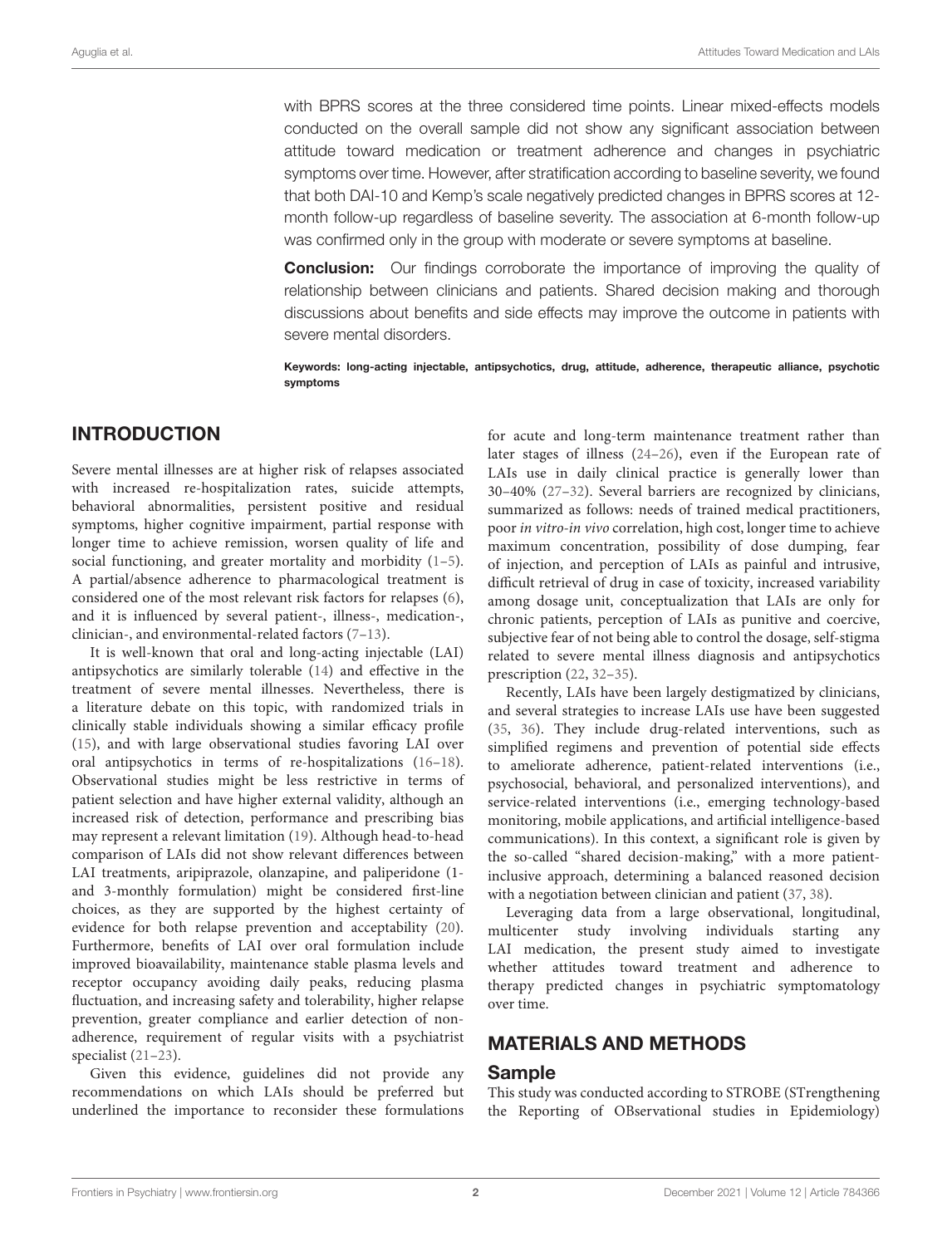with BPRS scores at the three considered time points. Linear mixed-effects models conducted on the overall sample did not show any significant association between attitude toward medication or treatment adherence and changes in psychiatric symptoms over time. However, after stratification according to baseline severity, we found that both DAI-10 and Kemp's scale negatively predicted changes in BPRS scores at 12-month follow-up regardless of baseline severity. The association at 6-month follow-up was confirmed only in the group with moderate or severe symptoms at baseline.

**Conclusion:** Our findings corroborate the importance of improving the quality of relationship between clinicians and patients. Shared decision making and thorough discussions about benefits and side effects may improve the outcome in patients with severe mental disorders.

**Keywords: long-acting injectable, antipsychotics, drug, attitude, adherence, therapeutic alliance, psychotic symptoms**

## INTRODUCTION

Severe mental illnesses are at higher risk of relapses associated with increased re-hospitalization rates, suicide attempts, behavioral abnormalities, persistent positive and residual symptoms, higher cognitive impairment, partial response with longer time to achieve remission, worsen quality of life and social functioning, and greater mortality and morbidity (1–5). A partial/absence adherence to pharmacological treatment is considered one of the most relevant risk factors for relapses (6), and it is influenced by several patient-, illness-, medication-, clinician-, and environmental-related factors (7–13).

It is well-known that oral and long-acting injectable (LAI) antipsychotics are similarly tolerable (14) and effective in the treatment of severe mental illnesses. Nevertheless, there is a literature debate on this topic, with randomized trials in clinically stable individuals showing a similar efficacy profile (15), and with large observational studies favoring LAI over oral antipsychotics in terms of re-hospitalizations (16–18). Observational studies might be less restrictive in terms of patient selection and have higher external validity, although an increased risk of detection, performance and prescribing bias may represent a relevant limitation (19). Although head-to-head comparison of LAIs did not show relevant differences between LAI treatments, aripiprazole, olanzapine, and paliperidone (1- and 3-monthly formulation) might be considered first-line choices, as they are supported by the highest certainty of evidence for both relapse prevention and acceptability (20). Furthermore, benefits of LAI over oral formulation include improved bioavailability, maintenance stable plasma levels and receptor occupancy avoiding daily peaks, reducing plasma fluctuation, and increasing safety and tolerability, higher relapse prevention, greater compliance and earlier detection of non-adherence, requirement of regular visits with a psychiatrist specialist (21–23).

Given this evidence, guidelines did not provide any recommendations on which LAIs should be preferred but underlined the importance to reconsider these formulations for acute and long-term maintenance treatment rather than later stages of illness (24–26), even if the European rate of LAIs use in daily clinical practice is generally lower than 30–40% (27–32). Several barriers are recognized by clinicians, summarized as follows: needs of trained medical practitioners, poor *in vitro-in vivo* correlation, high cost, longer time to achieve maximum concentration, possibility of dose dumping, fear of injection, and perception of LAIs as painful and intrusive, difficult retrieval of drug in case of toxicity, increased variability among dosage unit, conceptualization that LAIs are only for chronic patients, perception of LAIs as punitive and coercive, subjective fear of not being able to control the dosage, self-stigma related to severe mental illness diagnosis and antipsychotics prescription (22, 32–35).

Recently, LAIs have been largely destigmatized by clinicians, and several strategies to increase LAIs use have been suggested (35, 36). They include drug-related interventions, such as simplified regimens and prevention of potential side effects to ameliorate adherence, patient-related interventions (i.e., psychosocial, behavioral, and personalized interventions), and service-related interventions (i.e., emerging technology-based monitoring, mobile applications, and artificial intelligence-based communications). In this context, a significant role is given by the so-called "shared decision-making," with a more patient-inclusive approach, determining a balanced reasoned decision with a negotiation between clinician and patient (37, 38).

Leveraging data from a large observational, longitudinal, multicenter study involving individuals starting any LAI medication, the present study aimed to investigate whether attitudes toward treatment and adherence to therapy predicted changes in psychiatric symptomatology over time.

## MATERIALS AND METHODS

### Sample

This study was conducted according to STROBE (STrengthening the Reporting of OBservational studies in Epidemiology)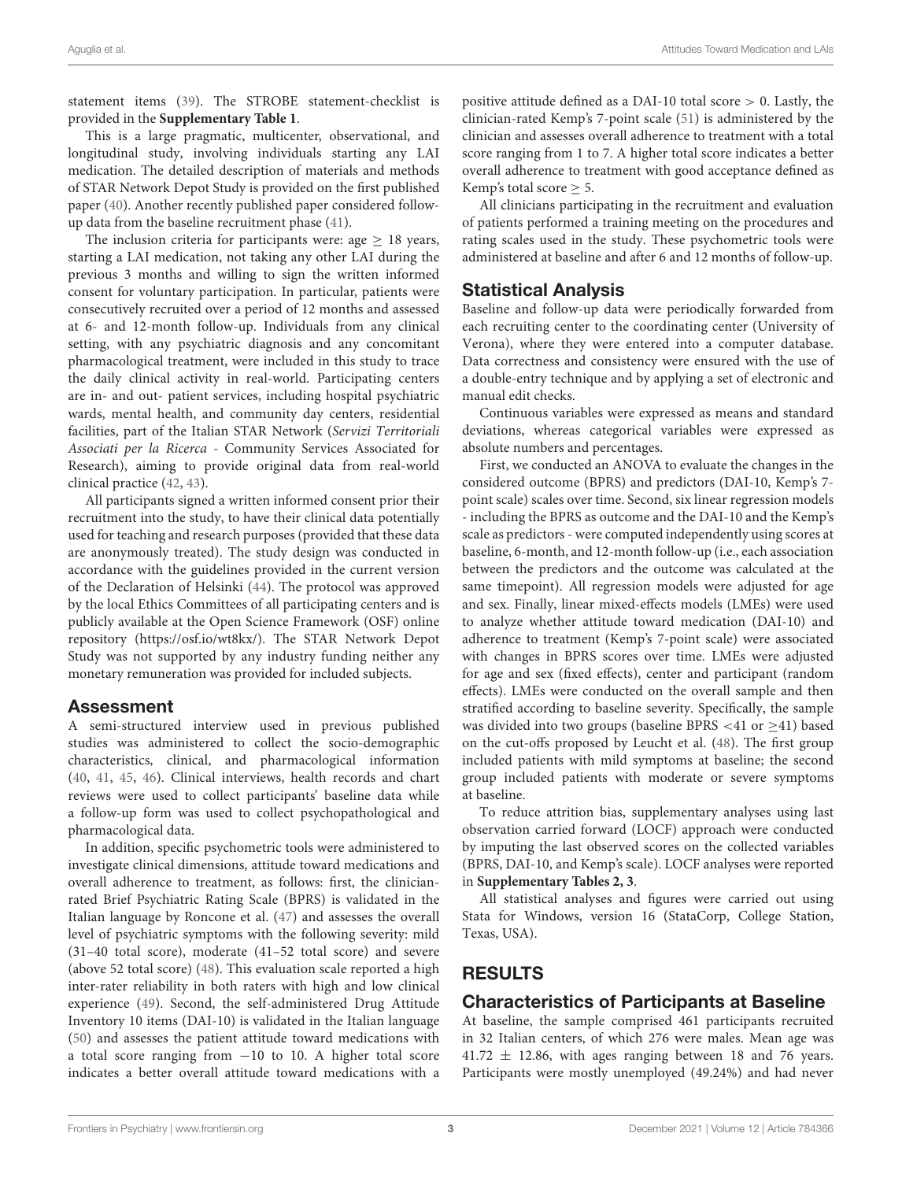statement items (39). The STROBE statement-checklist is provided in the **Supplementary Table 1**.

This is a large pragmatic, multicenter, observational, and longitudinal study, involving individuals starting any LAI medication. The detailed description of materials and methods of STAR Network Depot Study is provided on the first published paper (40). Another recently published paper considered follow-up data from the baseline recruitment phase (41).

The inclusion criteria for participants were: age $\geq$ 18 years, starting a LAI medication, not taking any other LAI during the previous 3 months and willing to sign the written informed consent for voluntary participation. In particular, patients were consecutively recruited over a period of 12 months and assessed at 6- and 12-month follow-up. Individuals from any clinical setting, with any psychiatric diagnosis and any concomitant pharmacological treatment, were included in this study to trace the daily clinical activity in real-world. Participating centers are in- and out- patient services, including hospital psychiatric wards, mental health, and community day centers, residential facilities, part of the Italian STAR Network (*Servizi Territoriali Associati per la Ricerca* - Community Services Associated for Research), aiming to provide original data from real-world clinical practice (42, 43).

All participants signed a written informed consent prior their recruitment into the study, to have their clinical data potentially used for teaching and research purposes (provided that these data are anonymously treated). The study design was conducted in accordance with the guidelines provided in the current version of the Declaration of Helsinki (44). The protocol was approved by the local Ethics Committees of all participating centers and is publicly available at the Open Science Framework (OSF) online repository (https://osf.io/wt8kx/). The STAR Network Depot Study was not supported by any industry funding neither any monetary remuneration was provided for included subjects.

## Assessment

A semi-structured interview used in previous published studies was administered to collect the socio-demographic characteristics, clinical, and pharmacological information (40, 41, 45, 46). Clinical interviews, health records and chart reviews were used to collect participants' baseline data while a follow-up form was used to collect psychopathological and pharmacological data.

In addition, specific psychometric tools were administered to investigate clinical dimensions, attitude toward medications and overall adherence to treatment, as follows: first, the clinician-rated Brief Psychiatric Rating Scale (BPRS) is validated in the Italian language by Roncone et al. (47) and assesses the overall level of psychiatric symptoms with the following severity: mild (31–40 total score), moderate (41–52 total score) and severe (above 52 total score) (48). This evaluation scale reported a high inter-rater reliability in both raters with high and low clinical experience (49). Second, the self-administered Drug Attitude Inventory 10 items (DAI-10) is validated in the Italian language (50) and assesses the patient attitude toward medications with a total score ranging from −10 to 10. A higher total score indicates a better overall attitude toward medications with a positive attitude defined as a DAI-10 total score > 0. Lastly, the clinician-rated Kemp's 7-point scale (51) is administered by the clinician and assesses overall adherence to treatment with a total score ranging from 1 to 7. A higher total score indicates a better overall adherence to treatment with good acceptance defined as Kemp's total score $\geq$ 5.

All clinicians participating in the recruitment and evaluation of patients performed a training meeting on the procedures and rating scales used in the study. These psychometric tools were administered at baseline and after 6 and 12 months of follow-up.

## Statistical Analysis

Baseline and follow-up data were periodically forwarded from each recruiting center to the coordinating center (University of Verona), where they were entered into a computer database. Data correctness and consistency were ensured with the use of a double-entry technique and by applying a set of electronic and manual edit checks.

Continuous variables were expressed as means and standard deviations, whereas categorical variables were expressed as absolute numbers and percentages.

First, we conducted an ANOVA to evaluate the changes in the considered outcome (BPRS) and predictors (DAI-10, Kemp's 7-point scale) scales over time. Second, six linear regression models - including the BPRS as outcome and the DAI-10 and the Kemp's scale as predictors - were computed independently using scores at baseline, 6-month, and 12-month follow-up (i.e., each association between the predictors and the outcome was calculated at the same timepoint). All regression models were adjusted for age and sex. Finally, linear mixed-effects models (LMEs) were used to analyze whether attitude toward medication (DAI-10) and adherence to treatment (Kemp's 7-point scale) were associated with changes in BPRS scores over time. LMEs were adjusted for age and sex (fixed effects), center and participant (random effects). LMEs were conducted on the overall sample and then stratified according to baseline severity. Specifically, the sample was divided into two groups (baseline BPRS <41 or $\geq$41) based on the cut-offs proposed by Leucht et al. (48). The first group included patients with mild symptoms at baseline; the second group included patients with moderate or severe symptoms at baseline.

To reduce attrition bias, supplementary analyses using last observation carried forward (LOCF) approach were conducted by imputing the last observed scores on the collected variables (BPRS, DAI-10, and Kemp's scale). LOCF analyses were reported in **Supplementary Tables 2, 3**.

All statistical analyses and figures were carried out using Stata for Windows, version 16 (StataCorp, College Station, Texas, USA).

# RESULTS

## Characteristics of Participants at Baseline

At baseline, the sample comprised 461 participants recruited in 32 Italian centers, of which 276 were males. Mean age was 41.72 $\pm$ 12.86, with ages ranging between 18 and 76 years. Participants were mostly unemployed (49.24%) and had never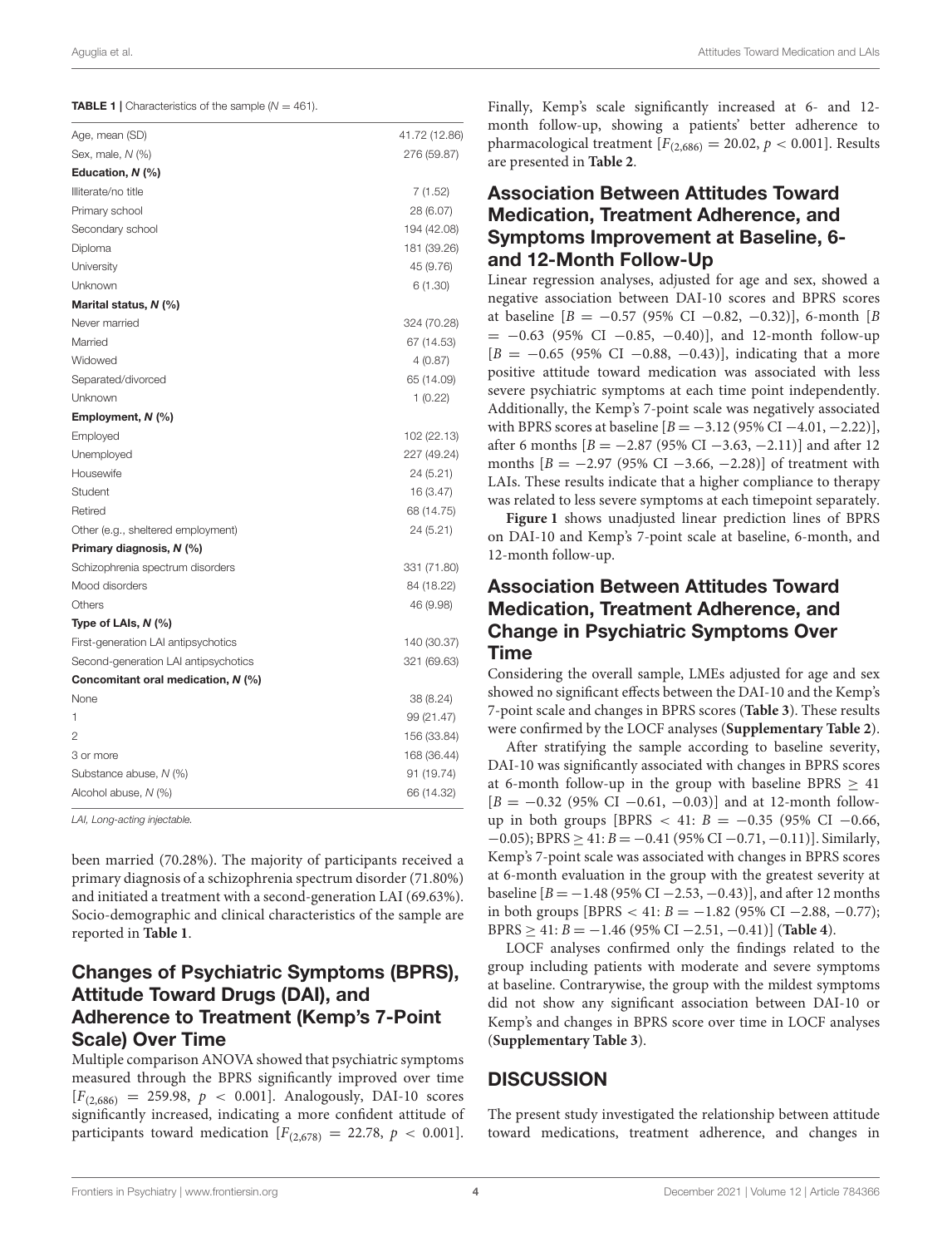**TABLE 1 |** Characteristics of the sample ($N = 461$).

| | |
|---|---|
| Age, mean (SD) | 41.72 (12.86) |
| Sex, male, *N* (%) | 276 (59.87) |
| **Education, *N* (%)** | |
| Illiterate/no title | 7 (1.52) |
| Primary school | 28 (6.07) |
| Secondary school | 194 (42.08) |
| Diploma | 181 (39.26) |
| University | 45 (9.76) |
| Unknown | 6 (1.30) |
| **Marital status, *N* (%)** | |
| Never married | 324 (70.28) |
| Married | 67 (14.53) |
| Widowed | 4 (0.87) |
| Separated/divorced | 65 (14.09) |
| Unknown | 1 (0.22) |
| **Employment, *N* (%)** | |
| Employed | 102 (22.13) |
| Unemployed | 227 (49.24) |
| Housewife | 24 (5.21) |
| Student | 16 (3.47) |
| Retired | 68 (14.75) |
| Other (e.g., sheltered employment) | 24 (5.21) |
| **Primary diagnosis, *N* (%)** | |
| Schizophrenia spectrum disorders | 331 (71.80) |
| Mood disorders | 84 (18.22) |
| Others | 46 (9.98) |
| **Type of LAIs, *N* (%)** | |
| First-generation LAI antipsychotics | 140 (30.37) |
| Second-generation LAI antipsychotics | 321 (69.63) |
| **Concomitant oral medication, *N* (%)** | |
| None | 38 (8.24) |
| 1 | 99 (21.47) |
| 2 | 156 (33.84) |
| 3 or more | 168 (36.44) |
| Substance abuse, *N* (%) | 91 (19.74) |
| Alcohol abuse, *N* (%) | 66 (14.32) |

*LAI, Long-acting injectable.*

been married (70.28%). The majority of participants received a primary diagnosis of a schizophrenia spectrum disorder (71.80%) and initiated a treatment with a second-generation LAI (69.63%). Socio-demographic and clinical characteristics of the sample are reported in **Table 1**.

## Changes of Psychiatric Symptoms (BPRS), Attitude Toward Drugs (DAI), and Adherence to Treatment (Kemp's 7-Point Scale) Over Time

Multiple comparison ANOVA showed that psychiatric symptoms measured through the BPRS significantly improved over time [$F_{(2,686)} = 259.98$, $p < 0.001$]. Analogously, DAI-10 scores significantly increased, indicating a more confident attitude of participants toward medication [$F_{(2,678)} = 22.78$, $p < 0.001$]. Finally, Kemp's scale significantly increased at 6- and 12-month follow-up, showing a patients' better adherence to pharmacological treatment [$F_{(2,686)} = 20.02$, $p < 0.001$]. Results are presented in **Table 2**.

## Association Between Attitudes Toward Medication, Treatment Adherence, and Symptoms Improvement at Baseline, 6- and 12-Month Follow-Up

Linear regression analyses, adjusted for age and sex, showed a negative association between DAI-10 scores and BPRS scores at baseline [$B = -0.57$ (95% CI $-0.82$, $-0.32$)], 6-month [$B = -0.63$ (95% CI $-0.85$, $-0.40$)], and 12-month follow-up [$B = -0.65$ (95% CI $-0.88$, $-0.43$)], indicating that a more positive attitude toward medication was associated with less severe psychiatric symptoms at each time point independently. Additionally, the Kemp's 7-point scale was negatively associated with BPRS scores at baseline [$B = -3.12$ (95% CI $-4.01$, $-2.22$)], after 6 months [$B = -2.87$ (95% CI $-3.63$, $-2.11$)] and after 12 months [$B = -2.97$ (95% CI $-3.66$, $-2.28$)] of treatment with LAIs. These results indicate that a higher compliance to therapy was related to less severe symptoms at each timepoint separately.

**Figure 1** shows unadjusted linear prediction lines of BPRS on DAI-10 and Kemp's 7-point scale at baseline, 6-month, and 12-month follow-up.

## Association Between Attitudes Toward Medication, Treatment Adherence, and Change in Psychiatric Symptoms Over Time

Considering the overall sample, LMEs adjusted for age and sex showed no significant effects between the DAI-10 and the Kemp's 7-point scale and changes in BPRS scores (**Table 3**). These results were confirmed by the LOCF analyses (**Supplementary Table 2**).

After stratifying the sample according to baseline severity, DAI-10 was significantly associated with changes in BPRS scores at 6-month follow-up in the group with baseline BPRS $\geq 41$ [$B = -0.32$ (95% CI $-0.61$, $-0.03$)] and at 12-month follow-up in both groups [BPRS $< 41$: $B = -0.35$ (95% CI $-0.66$, $-0.05$); BPRS $\geq 41$: $B = -0.41$ (95% CI $-0.71$, $-0.11$)]. Similarly, Kemp's 7-point scale was associated with changes in BPRS scores at 6-month evaluation in the group with the greatest severity at baseline [$B = -1.48$ (95% CI $-2.53$, $-0.43$)], and after 12 months in both groups [BPRS $< 41$: $B = -1.82$ (95% CI $-2.88$, $-0.77$); BPRS $\geq 41$: $B = -1.46$ (95% CI $-2.51$, $-0.41$)] (**Table 4**).

LOCF analyses confirmed only the findings related to the group including patients with moderate and severe symptoms at baseline. Contrarywise, the group with the mildest symptoms did not show any significant association between DAI-10 or Kemp's and changes in BPRS score over time in LOCF analyses (**Supplementary Table 3**).

## DISCUSSION

The present study investigated the relationship between attitude toward medications, treatment adherence, and changes in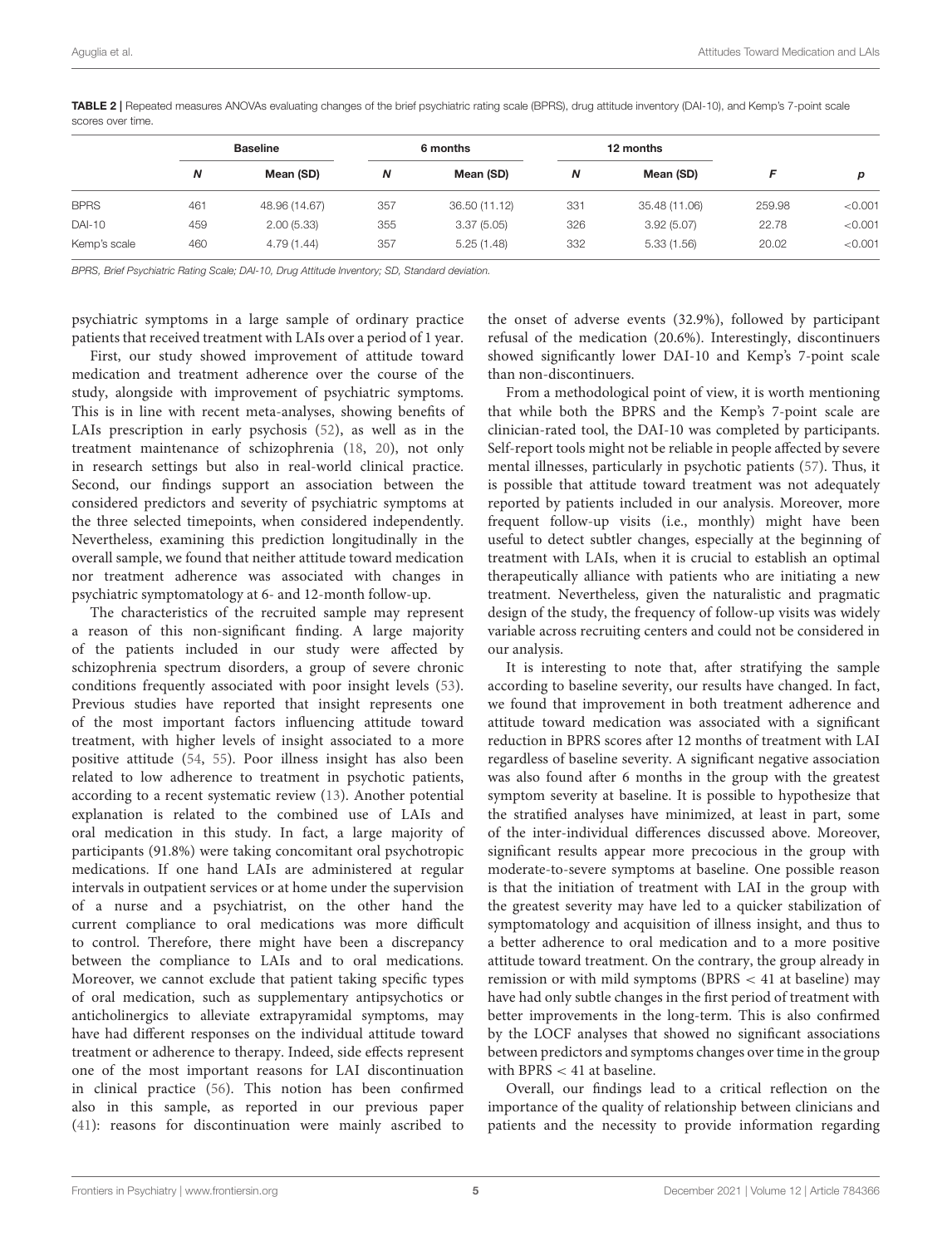**TABLE 2 |** Repeated measures ANOVAs evaluating changes of the brief psychiatric rating scale (BPRS), drug attitude inventory (DAI-10), and Kemp's 7-point scale scores over time.

| | Baseline | | 6 months | | 12 months | | | |
|---|---|---|---|---|---|---|---|---|
| | ***N*** | **Mean (SD)** | ***N*** | **Mean (SD)** | ***N*** | **Mean (SD)** | ***F*** | ***p*** |
| BPRS | 461 | 48.96 (14.67) | 357 | 36.50 (11.12) | 331 | 35.48 (11.06) | 259.98 | <0.001 |
| DAI-10 | 459 | 2.00 (5.33) | 355 | 3.37 (5.05) | 326 | 3.92 (5.07) | 22.78 | <0.001 |
| Kemp's scale | 460 | 4.79 (1.44) | 357 | 5.25 (1.48) | 332 | 5.33 (1.56) | 20.02 | <0.001 |

*BPRS, Brief Psychiatric Rating Scale; DAI-10, Drug Attitude Inventory; SD, Standard deviation.*

psychiatric symptoms in a large sample of ordinary practice patients that received treatment with LAIs over a period of 1 year.

First, our study showed improvement of attitude toward medication and treatment adherence over the course of the study, alongside with improvement of psychiatric symptoms. This is in line with recent meta-analyses, showing benefits of LAIs prescription in early psychosis (52), as well as in the treatment maintenance of schizophrenia (18, 20), not only in research settings but also in real-world clinical practice. Second, our findings support an association between the considered predictors and severity of psychiatric symptoms at the three selected timepoints, when considered independently. Nevertheless, examining this prediction longitudinally in the overall sample, we found that neither attitude toward medication nor treatment adherence was associated with changes in psychiatric symptomatology at 6- and 12-month follow-up.

The characteristics of the recruited sample may represent a reason of this non-significant finding. A large majority of the patients included in our study were affected by schizophrenia spectrum disorders, a group of severe chronic conditions frequently associated with poor insight levels (53). Previous studies have reported that insight represents one of the most important factors influencing attitude toward treatment, with higher levels of insight associated to a more positive attitude (54, 55). Poor illness insight has also been related to low adherence to treatment in psychotic patients, according to a recent systematic review (13). Another potential explanation is related to the combined use of LAIs and oral medication in this study. In fact, a large majority of participants (91.8%) were taking concomitant oral psychotropic medications. If one hand LAIs are administered at regular intervals in outpatient services or at home under the supervision of a nurse and a psychiatrist, on the other hand the current compliance to oral medications was more difficult to control. Therefore, there might have been a discrepancy between the compliance to LAIs and to oral medications. Moreover, we cannot exclude that patient taking specific types of oral medication, such as supplementary antipsychotics or anticholinergics to alleviate extrapyramidal symptoms, may have had different responses on the individual attitude toward treatment or adherence to therapy. Indeed, side effects represent one of the most important reasons for LAI discontinuation in clinical practice (56). This notion has been confirmed also in this sample, as reported in our previous paper (41): reasons for discontinuation were mainly ascribed to the onset of adverse events (32.9%), followed by participant refusal of the medication (20.6%). Interestingly, discontinuers showed significantly lower DAI-10 and Kemp's 7-point scale than non-discontinuers.

From a methodological point of view, it is worth mentioning that while both the BPRS and the Kemp's 7-point scale are clinician-rated tool, the DAI-10 was completed by participants. Self-report tools might not be reliable in people affected by severe mental illnesses, particularly in psychotic patients (57). Thus, it is possible that attitude toward treatment was not adequately reported by patients included in our analysis. Moreover, more frequent follow-up visits (i.e., monthly) might have been useful to detect subtler changes, especially at the beginning of treatment with LAIs, when it is crucial to establish an optimal therapeutically alliance with patients who are initiating a new treatment. Nevertheless, given the naturalistic and pragmatic design of the study, the frequency of follow-up visits was widely variable across recruiting centers and could not be considered in our analysis.

It is interesting to note that, after stratifying the sample according to baseline severity, our results have changed. In fact, we found that improvement in both treatment adherence and attitude toward medication was associated with a significant reduction in BPRS scores after 12 months of treatment with LAI regardless of baseline severity. A significant negative association was also found after 6 months in the group with the greatest symptom severity at baseline. It is possible to hypothesize that the stratified analyses have minimized, at least in part, some of the inter-individual differences discussed above. Moreover, significant results appear more precocious in the group with moderate-to-severe symptoms at baseline. One possible reason is that the initiation of treatment with LAI in the group with the greatest severity may have led to a quicker stabilization of symptomatology and acquisition of illness insight, and thus to a better adherence to oral medication and to a more positive attitude toward treatment. On the contrary, the group already in remission or with mild symptoms (BPRS < 41 at baseline) may have had only subtle changes in the first period of treatment with better improvements in the long-term. This is also confirmed by the LOCF analyses that showed no significant associations between predictors and symptoms changes over time in the group with BPRS < 41 at baseline.

Overall, our findings lead to a critical reflection on the importance of the quality of relationship between clinicians and patients and the necessity to provide information regarding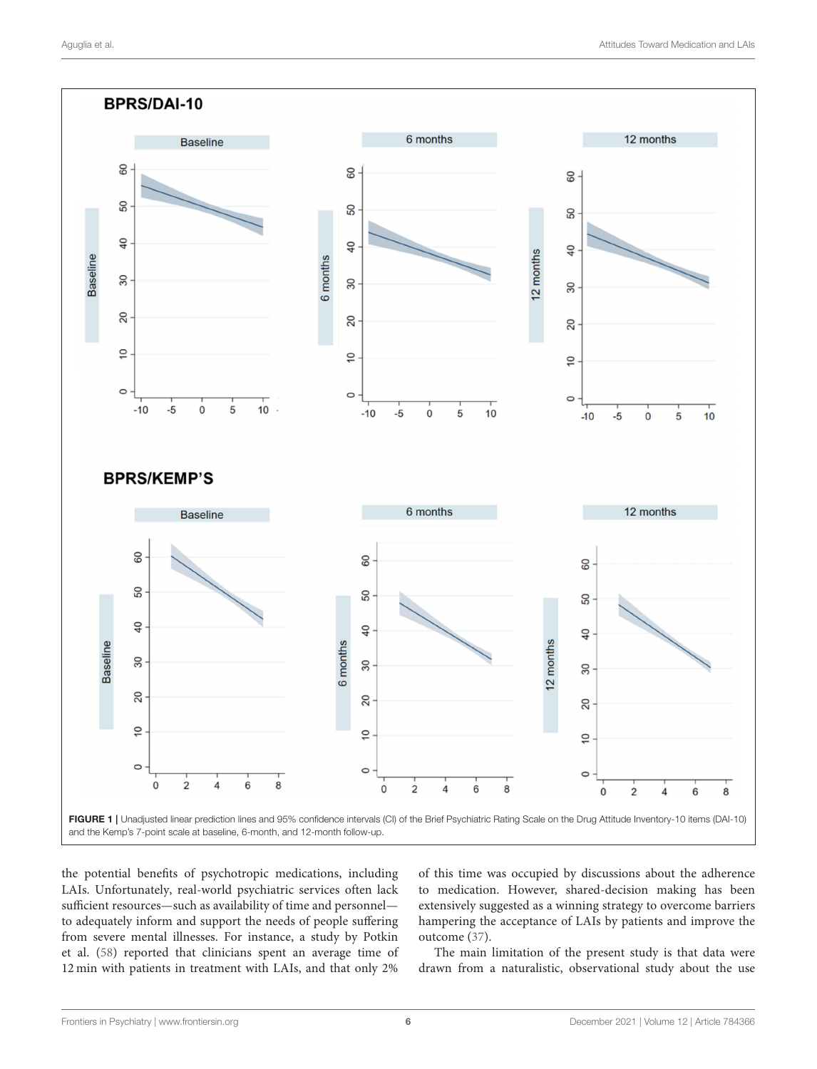FIGURE 1 | Unadjusted linear prediction lines and 95% confidence intervals (CI) of the Brief Psychiatric Rating Scale on the Drug Attitude Inventory-10 items (DAI-10) and the Kemp's 7-point scale at baseline, 6-month, and 12-month follow-up.

the potential benefits of psychotropic medications, including LAIs. Unfortunately, real-world psychiatric services often lack sufficient resources—such as availability of time and personnel—to adequately inform and support the needs of people suffering from severe mental illnesses. For instance, a study by Potkin et al. (58) reported that clinicians spent an average time of 12 min with patients in treatment with LAIs, and that only 2% of this time was occupied by discussions about the adherence to medication. However, shared-decision making has been extensively suggested as a winning strategy to overcome barriers hampering the acceptance of LAIs by patients and improve the outcome (37).

The main limitation of the present study is that data were drawn from a naturalistic, observational study about the use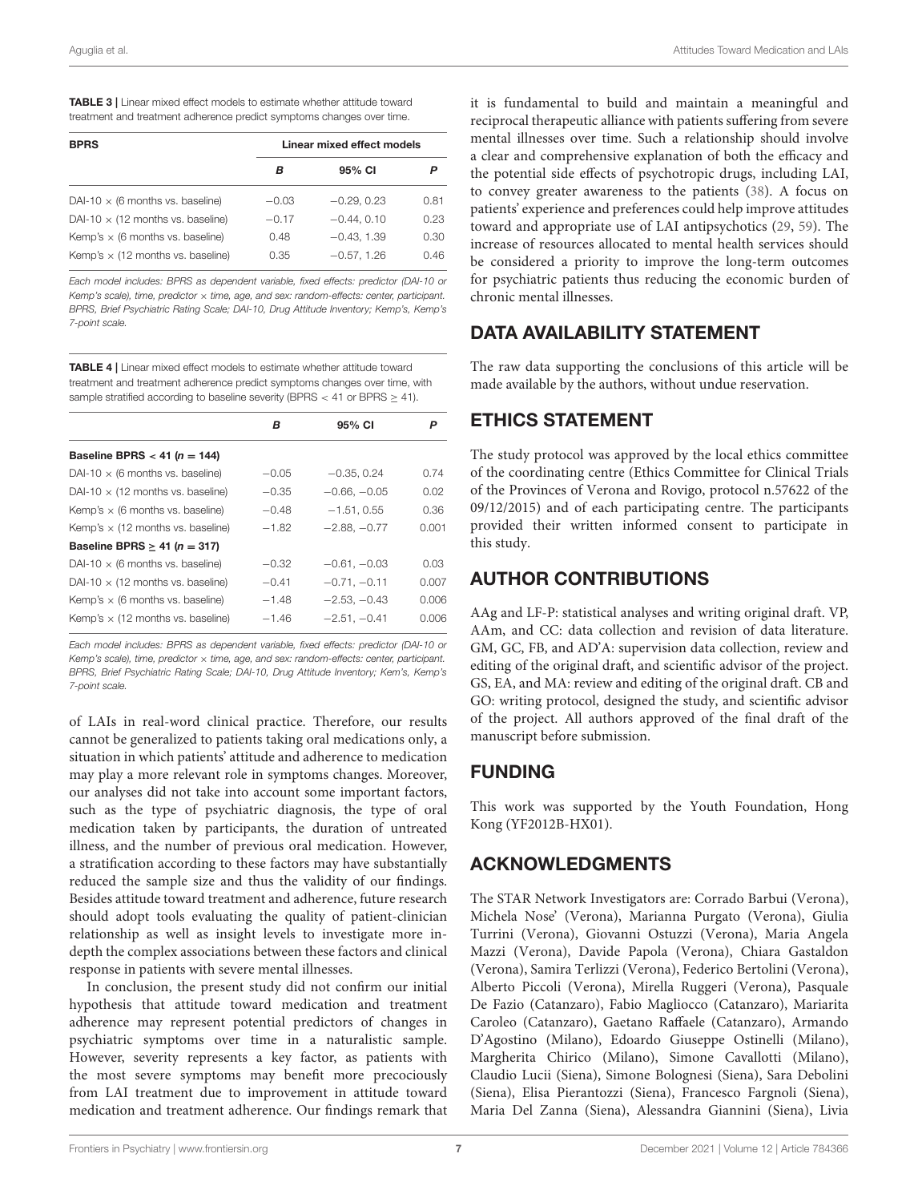**TABLE 3 |** Linear mixed effect models to estimate whether attitude toward treatment and treatment adherence predict symptoms changes over time.

| BPRS | Linear mixed effect models | | |
|---|---|---|---|
| | ***B*** | **95% CI** | ***P*** |
| DAI-10 × (6 months vs. baseline) | −0.03 | −0.29, 0.23 | 0.81 |
| DAI-10 × (12 months vs. baseline) | −0.17 | −0.44, 0.10 | 0.23 |
| Kemp's × (6 months vs. baseline) | 0.48 | −0.43, 1.39 | 0.30 |
| Kemp's × (12 months vs. baseline) | 0.35 | −0.57, 1.26 | 0.46 |

*Each model includes: BPRS as dependent variable, fixed effects: predictor (DAI-10 or Kemp's scale), time, predictor × time, age, and sex: random-effects: center, participant. BPRS, Brief Psychiatric Rating Scale; DAI-10, Drug Attitude Inventory; Kemp's, Kemp's 7-point scale.*

**TABLE 4 |** Linear mixed effect models to estimate whether attitude toward treatment and treatment adherence predict symptoms changes over time, with sample stratified according to baseline severity (BPRS < 41 or BPRS ≥ 41).

| | ***B*** | **95% CI** | ***P*** |
|---|---|---|---|
| **Baseline BPRS < 41 (*n* = 144)** | | | |
| DAI-10 × (6 months vs. baseline) | −0.05 | −0.35, 0.24 | 0.74 |
| DAI-10 × (12 months vs. baseline) | −0.35 | −0.66, −0.05 | 0.02 |
| Kemp's × (6 months vs. baseline) | −0.48 | −1.51, 0.55 | 0.36 |
| Kemp's × (12 months vs. baseline) | −1.82 | −2.88, −0.77 | 0.001 |
| **Baseline BPRS ≥ 41 (*n* = 317)** | | | |
| DAI-10 × (6 months vs. baseline) | −0.32 | −0.61, −0.03 | 0.03 |
| DAI-10 × (12 months vs. baseline) | −0.41 | −0.71, −0.11 | 0.007 |
| Kemp's × (6 months vs. baseline) | −1.48 | −2.53, −0.43 | 0.006 |
| Kemp's × (12 months vs. baseline) | −1.46 | −2.51, −0.41 | 0.006 |

*Each model includes: BPRS as dependent variable, fixed effects: predictor (DAI-10 or Kemp's scale), time, predictor × time, age, and sex: random-effects: center, participant. BPRS, Brief Psychiatric Rating Scale; DAI-10, Drug Attitude Inventory; Kem's, Kemp's 7-point scale.*

of LAIs in real-word clinical practice. Therefore, our results cannot be generalized to patients taking oral medications only, a situation in which patients' attitude and adherence to medication may play a more relevant role in symptoms changes. Moreover, our analyses did not take into account some important factors, such as the type of psychiatric diagnosis, the type of oral medication taken by participants, the duration of untreated illness, and the number of previous oral medication. However, a stratification according to these factors may have substantially reduced the sample size and thus the validity of our findings. Besides attitude toward treatment and adherence, future research should adopt tools evaluating the quality of patient-clinician relationship as well as insight levels to investigate more in-depth the complex associations between these factors and clinical response in patients with severe mental illnesses.

In conclusion, the present study did not confirm our initial hypothesis that attitude toward medication and treatment adherence may represent potential predictors of changes in psychiatric symptoms over time in a naturalistic sample. However, severity represents a key factor, as patients with the most severe symptoms may benefit more precociously from LAI treatment due to improvement in attitude toward medication and treatment adherence. Our findings remark that it is fundamental to build and maintain a meaningful and reciprocal therapeutic alliance with patients suffering from severe mental illnesses over time. Such a relationship should involve a clear and comprehensive explanation of both the efficacy and the potential side effects of psychotropic drugs, including LAI, to convey greater awareness to the patients (38). A focus on patients' experience and preferences could help improve attitudes toward and appropriate use of LAI antipsychotics (29, 59). The increase of resources allocated to mental health services should be considered a priority to improve the long-term outcomes for psychiatric patients thus reducing the economic burden of chronic mental illnesses.

## DATA AVAILABILITY STATEMENT

The raw data supporting the conclusions of this article will be made available by the authors, without undue reservation.

## ETHICS STATEMENT

The study protocol was approved by the local ethics committee of the coordinating centre (Ethics Committee for Clinical Trials of the Provinces of Verona and Rovigo, protocol n.57622 of the 09/12/2015) and of each participating centre. The participants provided their written informed consent to participate in this study.

## AUTHOR CONTRIBUTIONS

AAg and LF-P: statistical analyses and writing original draft. VP, AAm, and CC: data collection and revision of data literature. GM, GC, FB, and AD'A: supervision data collection, review and editing of the original draft, and scientific advisor of the project. GS, EA, and MA: review and editing of the original draft. CB and GO: writing protocol, designed the study, and scientific advisor of the project. All authors approved of the final draft of the manuscript before submission.

## FUNDING

This work was supported by the Youth Foundation, Hong Kong (YF2012B-HX01).

## ACKNOWLEDGMENTS

The STAR Network Investigators are: Corrado Barbui (Verona), Michela Nose' (Verona), Marianna Purgato (Verona), Giulia Turrini (Verona), Giovanni Ostuzzi (Verona), Maria Angela Mazzi (Verona), Davide Papola (Verona), Chiara Gastaldon (Verona), Samira Terlizzi (Verona), Federico Bertolini (Verona), Alberto Piccoli (Verona), Mirella Ruggeri (Verona), Pasquale De Fazio (Catanzaro), Fabio Magliocco (Catanzaro), Mariarita Caroleo (Catanzaro), Gaetano Raffaele (Catanzaro), Armando D'Agostino (Milano), Edoardo Giuseppe Ostinelli (Milano), Margherita Chirico (Milano), Simone Cavallotti (Milano), Claudio Lucii (Siena), Simone Bolognesi (Siena), Sara Debolini (Siena), Elisa Pierantozzi (Siena), Francesco Fargnoli (Siena), Maria Del Zanna (Siena), Alessandra Giannini (Siena), Livia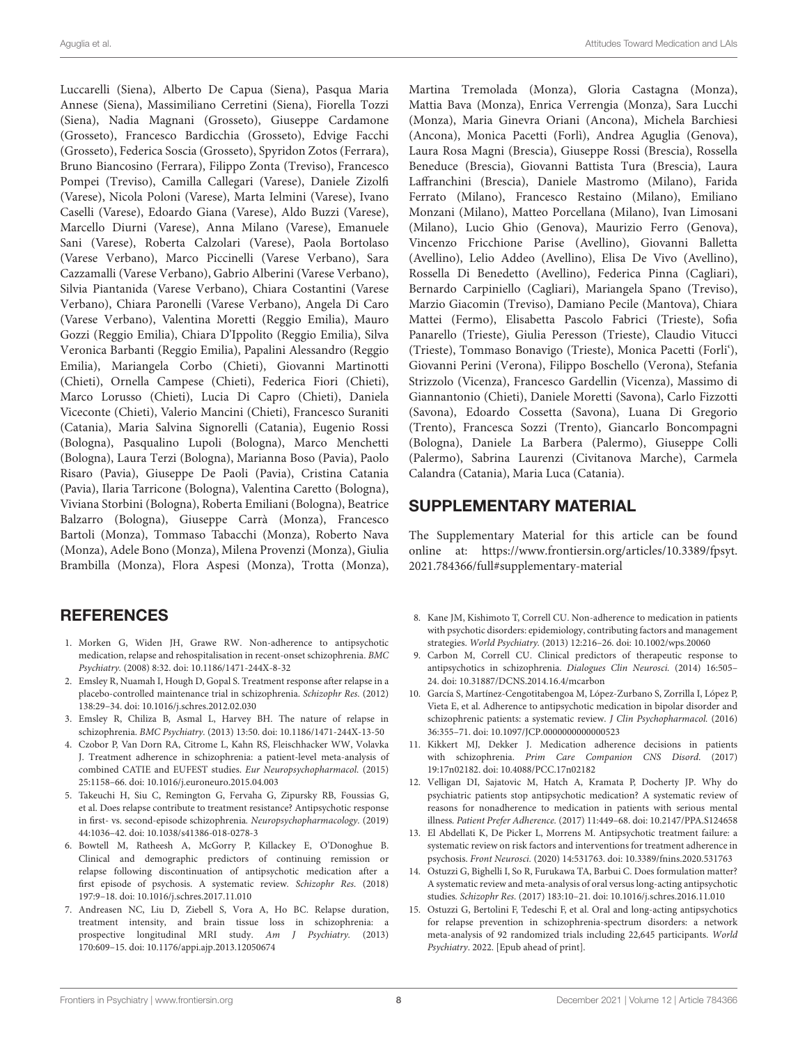Luccarelli (Siena), Alberto De Capua (Siena), Pasqua Maria Annese (Siena), Massimiliano Cerretini (Siena), Fiorella Tozzi (Siena), Nadia Magnani (Grosseto), Giuseppe Cardamone (Grosseto), Francesco Bardicchia (Grosseto), Edvige Facchi (Grosseto), Federica Soscia (Grosseto), Spyridon Zotos (Ferrara), Bruno Biancosino (Ferrara), Filippo Zonta (Treviso), Francesco Pompei (Treviso), Camilla Callegari (Varese), Daniele Zizolfi (Varese), Nicola Poloni (Varese), Marta Ielmini (Varese), Ivano Caselli (Varese), Edoardo Giana (Varese), Aldo Buzzi (Varese), Marcello Diurni (Varese), Anna Milano (Varese), Emanuele Sani (Varese), Roberta Calzolari (Varese), Paola Bortolaso (Varese Verbano), Marco Piccinelli (Varese Verbano), Sara Cazzamalli (Varese Verbano), Gabrio Alberini (Varese Verbano), Silvia Piantanida (Varese Verbano), Chiara Costantini (Varese Verbano), Chiara Paronelli (Varese Verbano), Angela Di Caro (Varese Verbano), Valentina Moretti (Reggio Emilia), Mauro Gozzi (Reggio Emilia), Chiara D'Ippolito (Reggio Emilia), Silva Veronica Barbanti (Reggio Emilia), Papalini Alessandro (Reggio Emilia), Mariangela Corbo (Chieti), Giovanni Martinotti (Chieti), Ornella Campese (Chieti), Federica Fiori (Chieti), Marco Lorusso (Chieti), Lucia Di Capro (Chieti), Daniela Viceconte (Chieti), Valerio Mancini (Chieti), Francesco Suraniti (Catania), Maria Salvina Signorelli (Catania), Eugenio Rossi (Bologna), Pasqualino Lupoli (Bologna), Marco Menchetti (Bologna), Laura Terzi (Bologna), Marianna Boso (Pavia), Paolo Risaro (Pavia), Giuseppe De Paoli (Pavia), Cristina Catania (Pavia), Ilaria Tarricone (Bologna), Valentina Caretto (Bologna), Viviana Storbini (Bologna), Roberta Emiliani (Bologna), Beatrice Balzarro (Bologna), Giuseppe Carrà (Monza), Francesco Bartoli (Monza), Tommaso Tabacchi (Monza), Roberto Nava (Monza), Adele Bono (Monza), Milena Provenzi (Monza), Giulia Brambilla (Monza), Flora Aspesi (Monza), Trotta (Monza), Martina Tremolada (Monza), Gloria Castagna (Monza), Mattia Bava (Monza), Enrica Verrengia (Monza), Sara Lucchi (Monza), Maria Ginevra Oriani (Ancona), Michela Barchiesi (Ancona), Monica Pacetti (Forlì), Andrea Aguglia (Genova), Laura Rosa Magni (Brescia), Giuseppe Rossi (Brescia), Rossella Beneduce (Brescia), Giovanni Battista Tura (Brescia), Laura Laffranchini (Brescia), Daniele Mastromo (Milano), Farida Ferrato (Milano), Francesco Restaino (Milano), Emiliano Monzani (Milano), Matteo Porcellana (Milano), Ivan Limosani (Milano), Lucio Ghio (Genova), Maurizio Ferro (Genova), Vincenzo Fricchione Parise (Avellino), Giovanni Balletta (Avellino), Lelio Addeo (Avellino), Elisa De Vivo (Avellino), Rossella Di Benedetto (Avellino), Federica Pinna (Cagliari), Bernardo Carpiniello (Cagliari), Mariangela Spano (Treviso), Marzio Giacomin (Treviso), Damiano Pecile (Mantova), Chiara Mattei (Fermo), Elisabetta Pascolo Fabrici (Trieste), Sofia Panarello (Trieste), Giulia Peresson (Trieste), Claudio Vitucci (Trieste), Tommaso Bonavigo (Trieste), Monica Pacetti (Forli'), Giovanni Perini (Verona), Filippo Boschello (Verona), Stefania Strizzolo (Vicenza), Francesco Gardellin (Vicenza), Massimo di Giannantonio (Chieti), Daniele Moretti (Savona), Carlo Fizzotti (Savona), Edoardo Cossetta (Savona), Luana Di Gregorio (Trento), Francesca Sozzi (Trento), Giancarlo Boncompagni (Bologna), Daniele La Barbera (Palermo), Giuseppe Colli (Palermo), Sabrina Laurenzi (Civitanova Marche), Carmela Calandra (Catania), Maria Luca (Catania).

## SUPPLEMENTARY MATERIAL

The Supplementary Material for this article can be found online at: https://www.frontiersin.org/articles/10.3389/fpsyt.2021.784366/full#supplementary-material

## REFERENCES

1. Morken G, Widen JH, Grawe RW. Non-adherence to antipsychotic medication, relapse and rehospitalisation in recent-onset schizophrenia. *BMC Psychiatry.* (2008) 8:32. doi: 10.1186/1471-244X-8-32
2. Emsley R, Nuamah I, Hough D, Gopal S. Treatment response after relapse in a placebo-controlled maintenance trial in schizophrenia. *Schizophr Res.* (2012) 138:29–34. doi: 10.1016/j.schres.2012.02.030
3. Emsley R, Chiliza B, Asmal L, Harvey BH. The nature of relapse in schizophrenia. *BMC Psychiatry*. (2013) 13:50. doi: 10.1186/1471-244X-13-50
4. Czobor P, Van Dorn RA, Citrome L, Kahn RS, Fleischhacker WW, Volavka J. Treatment adherence in schizophrenia: a patient-level meta-analysis of combined CATIE and EUFEST studies. *Eur Neuropsychopharmacol.* (2015) 25:1158–66. doi: 10.1016/j.euroneuro.2015.04.003
5. Takeuchi H, Siu C, Remington G, Fervaha G, Zipursky RB, Foussias G, et al. Does relapse contribute to treatment resistance? Antipsychotic response in first- vs. second-episode schizophrenia. *Neuropsychopharmacology*. (2019) 44:1036–42. doi: 10.1038/s41386-018-0278-3
6. Bowtell M, Ratheesh A, McGorry P, Killackey E, O'Donoghue B. Clinical and demographic predictors of continuing remission or relapse following discontinuation of antipsychotic medication after a first episode of psychosis. A systematic review. *Schizophr Res.* (2018) 197:9–18. doi: 10.1016/j.schres.2017.11.010
7. Andreasen NC, Liu D, Ziebell S, Vora A, Ho BC. Relapse duration, treatment intensity, and brain tissue loss in schizophrenia: a prospective longitudinal MRI study. *Am J Psychiatry.* (2013) 170:609–15. doi: 10.1176/appi.ajp.2013.12050674
8. Kane JM, Kishimoto T, Correll CU. Non-adherence to medication in patients with psychotic disorders: epidemiology, contributing factors and management strategies. *World Psychiatry.* (2013) 12:216–26. doi: 10.1002/wps.20060
9. Carbon M, Correll CU. Clinical predictors of therapeutic response to antipsychotics in schizophrenia. *Dialogues Clin Neurosci.* (2014) 16:505–24. doi: 10.31887/DCNS.2014.16.4/mcarbon
10. García S, Martínez-Cengotitabengoa M, López-Zurbano S, Zorrilla I, López P, Vieta E, et al. Adherence to antipsychotic medication in bipolar disorder and schizophrenic patients: a systematic review. *J Clin Psychopharmacol.* (2016) 36:355–71. doi: 10.1097/JCP.0000000000000523
11. Kikkert MJ, Dekker J. Medication adherence decisions in patients with schizophrenia. *Prim Care Companion CNS Disord*. (2017) 19:17n02182. doi: 10.4088/PCC.17n02182
12. Velligan DI, Sajatovic M, Hatch A, Kramata P, Docherty JP. Why do psychiatric patients stop antipsychotic medication? A systematic review of reasons for nonadherence to medication in patients with serious mental illness. *Patient Prefer Adherence.* (2017) 11:449–68. doi: 10.2147/PPA.S124658
13. El Abdellati K, De Picker L, Morrens M. Antipsychotic treatment failure: a systematic review on risk factors and interventions for treatment adherence in psychosis. *Front Neurosci.* (2020) 14:531763. doi: 10.3389/fnins.2020.531763
14. Ostuzzi G, Bighelli I, So R, Furukawa TA, Barbui C. Does formulation matter? A systematic review and meta-analysis of oral versus long-acting antipsychotic studies. *Schizophr Res.* (2017) 183:10–21. doi: 10.1016/j.schres.2016.11.010
15. Ostuzzi G, Bertolini F, Tedeschi F, et al. Oral and long-acting antipsychotics for relapse prevention in schizophrenia-spectrum disorders: a network meta-analysis of 92 randomized trials including 22,645 participants. *World Psychiatry*. 2022. [Epub ahead of print].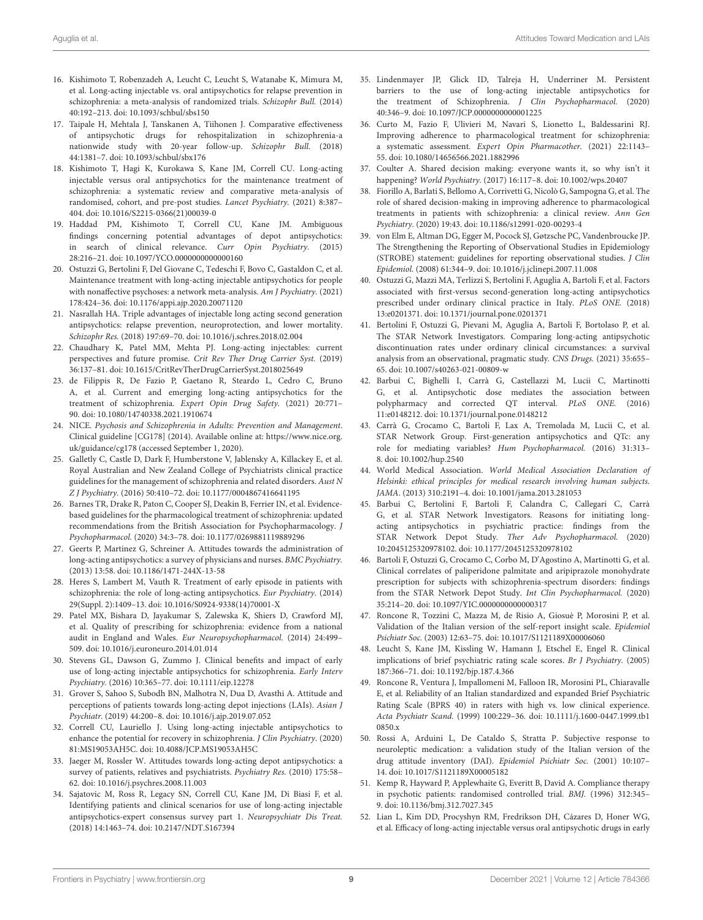16. Kishimoto T, Robenzadeh A, Leucht C, Leucht S, Watanabe K, Mimura M, et al. Long-acting injectable vs. oral antipsychotics for relapse prevention in schizophrenia: a meta-analysis of randomized trials. *Schizophr Bull.* (2014) 40:192–213. doi: 10.1093/schbul/sbs150
17. Taipale H, Mehtala J, Tanskanen A, Tiihonen J. Comparative effectiveness of antipsychotic drugs for rehospitalization in schizophrenia-a nationwide study with 20-year follow-up. *Schizophr Bull.* (2018) 44:1381–7. doi: 10.1093/schbul/sbx176
18. Kishimoto T, Hagi K, Kurokawa S, Kane JM, Correll CU. Long-acting injectable versus oral antipsychotics for the maintenance treatment of schizophrenia: a systematic review and comparative meta-analysis of randomised, cohort, and pre-post studies. *Lancet Psychiatry.* (2021) 8:387–404. doi: 10.1016/S2215-0366(21)00039-0
19. Haddad PM, Kishimoto T, Correll CU, Kane JM. Ambiguous findings concerning potential advantages of depot antipsychotics: in search of clinical relevance. *Curr Opin Psychiatry.* (2015) 28:216–21. doi: 10.1097/YCO.0000000000000160
20. Ostuzzi G, Bertolini F, Del Giovane C, Tedeschi F, Bovo C, Gastaldon C, et al. Maintenance treatment with long-acting injectable antipsychotics for people with nonaffective psychoses: a network meta-analysis. *Am J Psychiatry.* (2021) 178:424–36. doi: 10.1176/appi.ajp.2020.20071120
21. Nasrallah HA. Triple advantages of injectable long acting second generation antipsychotics: relapse prevention, neuroprotection, and lower mortality. *Schizophr Res.* (2018) 197:69–70. doi: 10.1016/j.schres.2018.02.004
22. Chaudhary K, Patel MM, Mehta PJ. Long-acting injectables: current perspectives and future promise. *Crit Rev Ther Drug Carrier Syst.* (2019) 36:137–81. doi: 10.1615/CritRevTherDrugCarrierSyst.2018025649
23. de Filippis R, De Fazio P, Gaetano R, Steardo L, Cedro C, Bruno A, et al. Current and emerging long-acting antipsychotics for the treatment of schizophrenia. *Expert Opin Drug Safety.* (2021) 20:771–90. doi: 10.1080/14740338.2021.1910674
24. NICE. *Psychosis and Schizophrenia in Adults: Prevention and Management*. Clinical guideline [CG178] (2014). Available online at: https://www.nice.org.uk/guidance/cg178 (accessed September 1, 2020).
25. Galletly C, Castle D, Dark F, Humberstone V, Jablensky A, Killackey E, et al. Royal Australian and New Zealand College of Psychiatrists clinical practice guidelines for the management of schizophrenia and related disorders. *Aust N Z J Psychiatry.* (2016) 50:410–72. doi: 10.1177/0004867416641195
26. Barnes TR, Drake R, Paton C, Cooper SJ, Deakin B, Ferrier IN, et al. Evidence-based guidelines for the pharmacological treatment of schizophrenia: updated recommendations from the British Association for Psychopharmacology. *J Psychopharmacol.* (2020) 34:3–78. doi: 10.1177/0269881119889296
27. Geerts P, Martinez G, Schreiner A. Attitudes towards the administration of long-acting antipsychotics: a survey of physicians and nurses. *BMC Psychiatry.* (2013) 13:58. doi: 10.1186/1471-244X-13-58
28. Heres S, Lambert M, Vauth R. Treatment of early episode in patients with schizophrenia: the role of long-acting antipsychotics. *Eur Psychiatry*. (2014) 29(Suppl. 2):1409–13. doi: 10.1016/S0924-9338(14)70001-X
29. Patel MX, Bishara D, Jayakumar S, Zalewska K, Shiers D, Crawford MJ, et al. Quality of prescribing for schizophrenia: evidence from a national audit in England and Wales. *Eur Neuropsychopharmacol.* (2014) 24:499–509. doi: 10.1016/j.euroneuro.2014.01.014
30. Stevens GL, Dawson G, Zummo J. Clinical benefits and impact of early use of long-acting injectable antipsychotics for schizophrenia. *Early Interv Psychiatry.* (2016) 10:365–77. doi: 10.1111/eip.12278
31. Grover S, Sahoo S, Subodh BN, Malhotra N, Dua D, Avasthi A. Attitude and perceptions of patients towards long-acting depot injections (LAIs). *Asian J Psychiatr.* (2019) 44:200–8. doi: 10.1016/j.ajp.2019.07.052
32. Correll CU, Lauriello J. Using long-acting injectable antipsychotics to enhance the potential for recovery in schizophrenia. *J Clin Psychiatry*. (2020) 81:MS19053AH5C. doi: 10.4088/JCP.MS19053AH5C
33. Jaeger M, Rossler W. Attitudes towards long-acting depot antipsychotics: a survey of patients, relatives and psychiatrists. *Psychiatry Res.* (2010) 175:58–62. doi: 10.1016/j.psychres.2008.11.003
34. Sajatovic M, Ross R, Legacy SN, Correll CU, Kane JM, Di Biasi F, et al. Identifying patients and clinical scenarios for use of long-acting injectable antipsychotics-expert consensus survey part 1. *Neuropsychiatr Dis Treat.* (2018) 14:1463–74. doi: 10.2147/NDT.S167394
35. Lindenmayer JP, Glick ID, Talreja H, Underriner M. Persistent barriers to the use of long-acting injectable antipsychotics for the treatment of Schizophrenia. *J Clin Psychopharmacol.* (2020) 40:346–9. doi: 10.1097/JCP.0000000000001225
36. Curto M, Fazio F, Ulivieri M, Navari S, Lionetto L, Baldessarini RJ. Improving adherence to pharmacological treatment for schizophrenia: a systematic assessment. *Expert Opin Pharmacother.* (2021) 22:1143–55. doi: 10.1080/14656566.2021.1882996
37. Coulter A. Shared decision making: everyone wants it, so why isn't it happening? *World Psychiatry.* (2017) 16:117–8. doi: 10.1002/wps.20407
38. Fiorillo A, Barlati S, Bellomo A, Corrivetti G, Nicolò G, Sampogna G, et al. The role of shared decision-making in improving adherence to pharmacological treatments in patients with schizophrenia: a clinical review. *Ann Gen Psychiatry.* (2020) 19:43. doi: 10.1186/s12991-020-00293-4
39. von Elm E, Altman DG, Egger M, Pocock SJ, Gøtzsche PC, Vandenbroucke JP. The Strengthening the Reporting of Observational Studies in Epidemiology (STROBE) statement: guidelines for reporting observational studies. *J Clin Epidemiol.* (2008) 61:344–9. doi: 10.1016/j.jclinepi.2007.11.008
40. Ostuzzi G, Mazzi MA, Terlizzi S, Bertolini F, Aguglia A, Bartoli F, et al. Factors associated with first-versus second-generation long-acting antipsychotics prescribed under ordinary clinical practice in Italy. *PLoS ONE.* (2018) 13:e0201371. doi: 10.1371/journal.pone.0201371
41. Bertolini F, Ostuzzi G, Pievani M, Aguglia A, Bartoli F, Bortolaso P, et al. The STAR Network Investigators. Comparing long-acting antipsychotic discontinuation rates under ordinary clinical circumstances: a survival analysis from an observational, pragmatic study. *CNS Drugs.* (2021) 35:655–65. doi: 10.1007/s40263-021-00809-w
42. Barbui C, Bighelli I, Carrà G, Castellazzi M, Lucii C, Martinotti G, et al. Antipsychotic dose mediates the association between polypharmacy and corrected QT interval. *PLoS ONE.* (2016) 11:e0148212. doi: 10.1371/journal.pone.0148212
43. Carrà G, Crocamo C, Bartoli F, Lax A, Tremolada M, Lucii C, et al. STAR Network Group. First-generation antipsychotics and QTc: any role for mediating variables? *Hum Psychopharmacol.* (2016) 31:313–8. doi: 10.1002/hup.2540
44. World Medical Association. *World Medical Association Declaration of Helsinki: ethical principles for medical research involving human subjects. JAMA*. (2013) 310:2191–4. doi: 10.1001/jama.2013.281053
45. Barbui C, Bertolini F, Bartoli F, Calandra C, Callegari C, Carrà G, et al. STAR Network Investigators. Reasons for initiating long-acting antipsychotics in psychiatric practice: findings from the STAR Network Depot Study. *Ther Adv Psychopharmacol.* (2020) 10:2045125320978102. doi: 10.1177/2045125320978102
46. Bartoli F, Ostuzzi G, Crocamo C, Corbo M, D'Agostino A, Martinotti G, et al. Clinical correlates of paliperidone palmitate and aripiprazole monohydrate prescription for subjects with schizophrenia-spectrum disorders: findings from the STAR Network Depot Study. *Int Clin Psychopharmacol.* (2020) 35:214–20. doi: 10.1097/YIC.0000000000000317
47. Roncone R, Tozzini C, Mazza M, de Risio A, Giosuè P, Morosini P, et al. Validation of the Italian version of the self-report insight scale. *Epidemiol Psichiatr Soc.* (2003) 12:63–75. doi: 10.1017/S1121189X00006060
48. Leucht S, Kane JM, Kissling W, Hamann J, Etschel E, Engel R. Clinical implications of brief psychiatric rating scale scores. *Br J Psychiatry.* (2005) 187:366–71. doi: 10.1192/bjp.187.4.366
49. Roncone R, Ventura J, Impallomeni M, Falloon IR, Morosini PL, Chiaravalle E, et al. Reliability of an Italian standardized and expanded Brief Psychiatric Rating Scale (BPRS 40) in raters with high vs. low clinical experience. *Acta Psychiatr Scand.* (1999) 100:229–36. doi: 10.1111/j.1600-0447.1999.tb10850.x
50. Rossi A, Arduini L, De Cataldo S, Stratta P. Subjective response to neuroleptic medication: a validation study of the Italian version of the drug attitude inventory (DAI). *Epidemiol Psichiatr Soc.* (2001) 10:107–14. doi: 10.1017/S1121189X00005182
51. Kemp R, Hayward P, Applewhaite G, Everitt B, David A. Compliance therapy in psychotic patients: randomised controlled trial. *BMJ.* (1996) 312:345–9. doi: 10.1136/bmj.312.7027.345
52. Lian L, Kim DD, Procyshyn RM, Fredrikson DH, Cázares D, Honer WG, et al. Efficacy of long-acting injectable versus oral antipsychotic drugs in early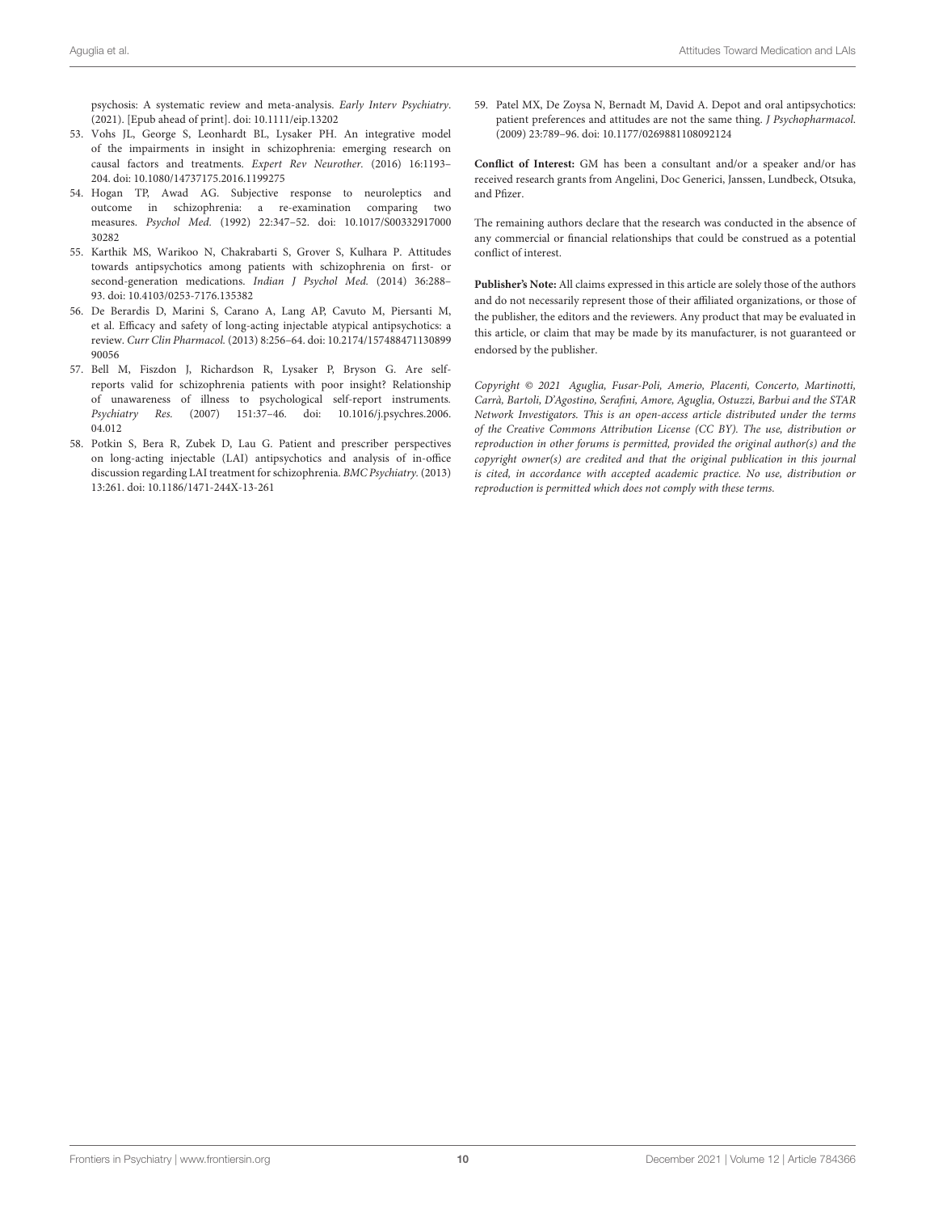psychosis: A systematic review and meta-analysis. *Early Interv Psychiatry*. (2021). [Epub ahead of print]. doi: 10.1111/eip.13202

53. Vohs JL, George S, Leonhardt BL, Lysaker PH. An integrative model of the impairments in insight in schizophrenia: emerging research on causal factors and treatments. *Expert Rev Neurother*. (2016) 16:1193–204. doi: 10.1080/14737175.2016.1199275
54. Hogan TP, Awad AG. Subjective response to neuroleptics and outcome in schizophrenia: a re-examination comparing two measures. *Psychol Med*. (1992) 22:347–52. doi: 10.1017/S0033291700030282
55. Karthik MS, Warikoo N, Chakrabarti S, Grover S, Kulhara P. Attitudes towards antipsychotics among patients with schizophrenia on first- or second-generation medications. *Indian J Psychol Med*. (2014) 36:288–93. doi: 10.4103/0253-7176.135382
56. De Berardis D, Marini S, Carano A, Lang AP, Cavuto M, Piersanti M, et al. Efficacy and safety of long-acting injectable atypical antipsychotics: a review. *Curr Clin Pharmacol*. (2013) 8:256–64. doi: 10.2174/15748847113089990056
57. Bell M, Fiszdon J, Richardson R, Lysaker P, Bryson G. Are self-reports valid for schizophrenia patients with poor insight? Relationship of unawareness of illness to psychological self-report instruments. *Psychiatry Res*. (2007) 151:37–46. doi: 10.1016/j.psychres.2006.04.012
58. Potkin S, Bera R, Zubek D, Lau G. Patient and prescriber perspectives on long-acting injectable (LAI) antipsychotics and analysis of in-office discussion regarding LAI treatment for schizophrenia. *BMC Psychiatry*. (2013) 13:261. doi: 10.1186/1471-244X-13-261
59. Patel MX, De Zoysa N, Bernadt M, David A. Depot and oral antipsychotics: patient preferences and attitudes are not the same thing. *J Psychopharmacol*. (2009) 23:789–96. doi: 10.1177/0269881108092124

**Conflict of Interest:** GM has been a consultant and/or a speaker and/or has received research grants from Angelini, Doc Generici, Janssen, Lundbeck, Otsuka, and Pfizer.

The remaining authors declare that the research was conducted in the absence of any commercial or financial relationships that could be construed as a potential conflict of interest.

**Publisher's Note:** All claims expressed in this article are solely those of the authors and do not necessarily represent those of their affiliated organizations, or those of the publisher, the editors and the reviewers. Any product that may be evaluated in this article, or claim that may be made by its manufacturer, is not guaranteed or endorsed by the publisher.

*Copyright © 2021 Aguglia, Fusar-Poli, Amerio, Placenti, Concerto, Martinotti, Carrà, Bartoli, D'Agostino, Serafini, Amore, Aguglia, Ostuzzi, Barbui and the STAR Network Investigators. This is an open-access article distributed under the terms of the Creative Commons Attribution License (CC BY). The use, distribution or reproduction in other forums is permitted, provided the original author(s) and the copyright owner(s) are credited and that the original publication in this journal is cited, in accordance with accepted academic practice. No use, distribution or reproduction is permitted which does not comply with these terms.*